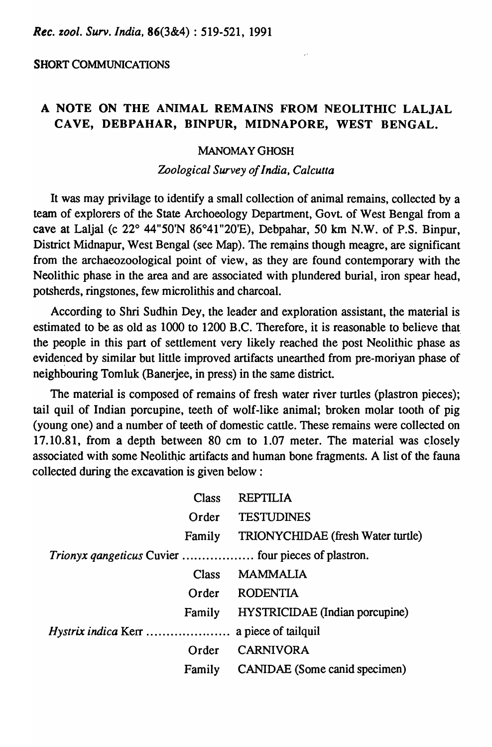SHORT COMMUNICATIONS

# A NOTE ON THE ANIMAL REMAINS FROM NEOLITHIC LALJAL CAVE, DEBPAHAR, BINPUR, MIDNAPORE, WEST BENGAL.

MANOMAY GHOSH

*Zoological Survey of India, Calcutta*

It was may privilage to identify a small collection of animal remains, collected by a team of explorers of the State Archoeology Department, Govt. of West Bengal from a cave at Laljal (c 22° 44"50'N 86°41"20'E), Debpahar, 50 km N.W. of P.S. Binpur, District Midnapur, West Bengal (see Map). The remains though meagre, are significant from the archaeozoological point of view, as they are found contemporary with the Neolithic phase in the area and are associated with plundered burial, iron spear head, potsherds, ringstones, few microlithis and charcoal.

According to Shri Sudhin Dey, the leader and exploration assistant, the material is estimated to be as old as 1000 to 1200 B.C. Therefore, it is reasonable to believe that the people in this part of settlement very likely reached the post Neolithic phase as evidenced by similar but little improved artifacts unearthed from pre-moriyan phase of neighbouring Tomluk (Banerjee, in press) in the same district.

The material is composed of remains of fresh water river turtles (plastron pieces); tail quil of Indian porcupine, teeth of wolf-like animal; broken molar tooth of pig (young one) and a number of teeth of domestic cattle. These remains were collected on 17.10.81, from a depth between 80 cm to 1.07 meter. The material was closely associated with some Neolithic artifacts and human bone fragments. A list of the fauna collected during the excavation is given below :

Class REPTILIA

Order TESTUDINES

Family TRIONYCHIDAE (fresh Water turtle)

*Trionyx qangeticus* Cuvier .................. four pieces of plastron.

Class MAMMALIA

Order RODENTIA

Family HYSTRICIDAE (Indian porcupine)

*Hystrix indica* Kerr ..................... a piece of tailquil

Order CARNIVORA

Family CANIDAE (Some canid specimen)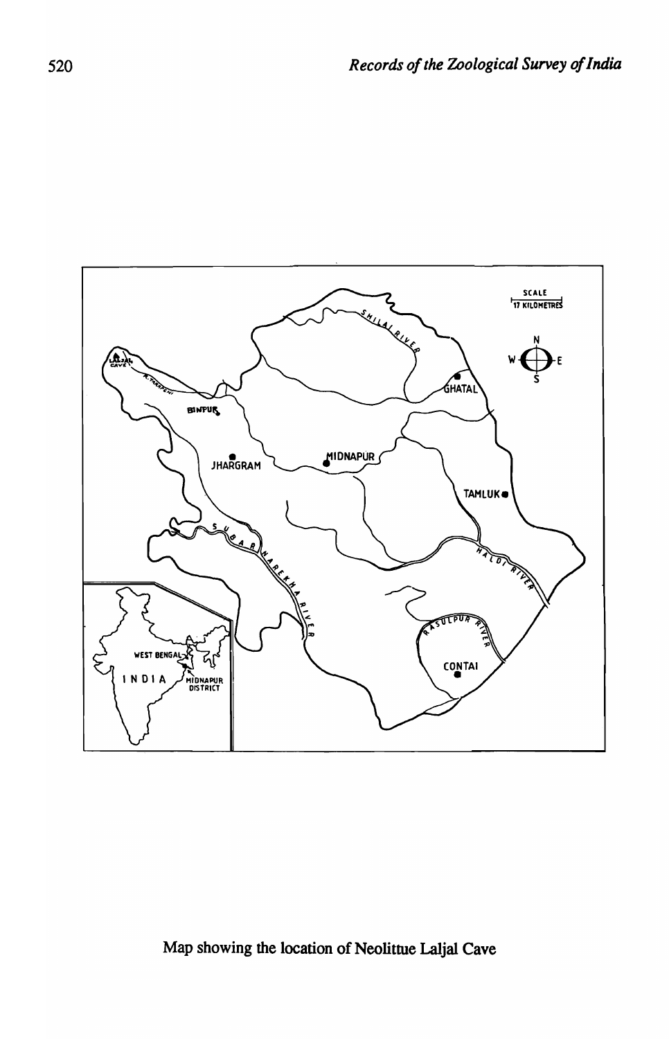Map showing the location of Neolittue Laljal Cave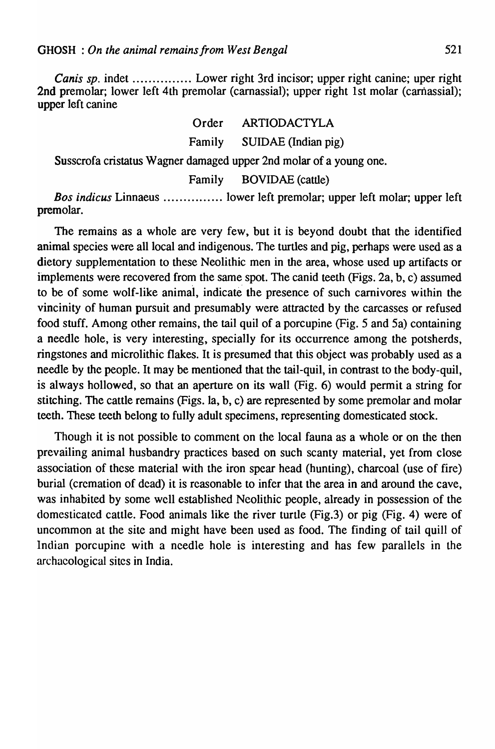*Canis sp.* indet ............... Lower right 3rd incisor; upper right canine; uper right 2nd premolar; lower left 4th premolar (carnassial); upper right 1st molar (carnassial); upper left canine

Order ARTIODACTYLA

Family SUIDAE (Indian pig)

Susscrofa cristatus Wagner damaged upper 2nd molar of a young one.

Family BOVIDAE (cattle)

*Bos indicus* Linnaeus ............... lower left premolar; upper left molar; upper left premolar.

The remains as a whole are very few, but it is beyond doubt that the identified animal species were all local and indigenous. The turtles and pig, perhaps were used as a dietory supplementation to these Neolithic men in the area, whose used up artifacts or implements were recovered from the same spot. The canid teeth (Figs. 2a, b, c) assumed to be of some wolf-like animal, indicate the presence of such carnivores within the vincinity of human pursuit and presumably were attracted by the carcasses or refused food stuff. Among other remains, the tail quil of a porcupine (Fig. 5 and 5a) containing a needle hole, is very interesting, specially for its occurrence among the potsherds, ringstones and microlithic flakes. It is presumed that this object was probably used as a needle by the people. It may be mentioned that the tail-quil, in contrast to the body-quil, is always hollowed, so that an aperture on its wall (Fig. 6) would permit a string for stitching. The cattle remains (Figs. la, b, c) are represented by some premolar and molar teeth. These teeth belong to fully adult specimens, representing domesticated stock.

Though it is not possible to comment on the local fauna as a whole or on the then prevailing animal husbandry practices based on such scanty material, yet from close association of these material with the iron spear head (hunting), charcoal (use of fire) burial (cremation of dead) it is reasonable to infer that the area in and around the cave, was inhabited by some well established Neolithic people, already in possession of the domesticated cattle. Food animals like the river turtle (Fig.3) or pig (Fig. 4) were of uncommon at the site and might have been used as food. The finding of tail quill of Indian porcupine with a needle hole is interesting and has few parallels in the archaeological sites in India.